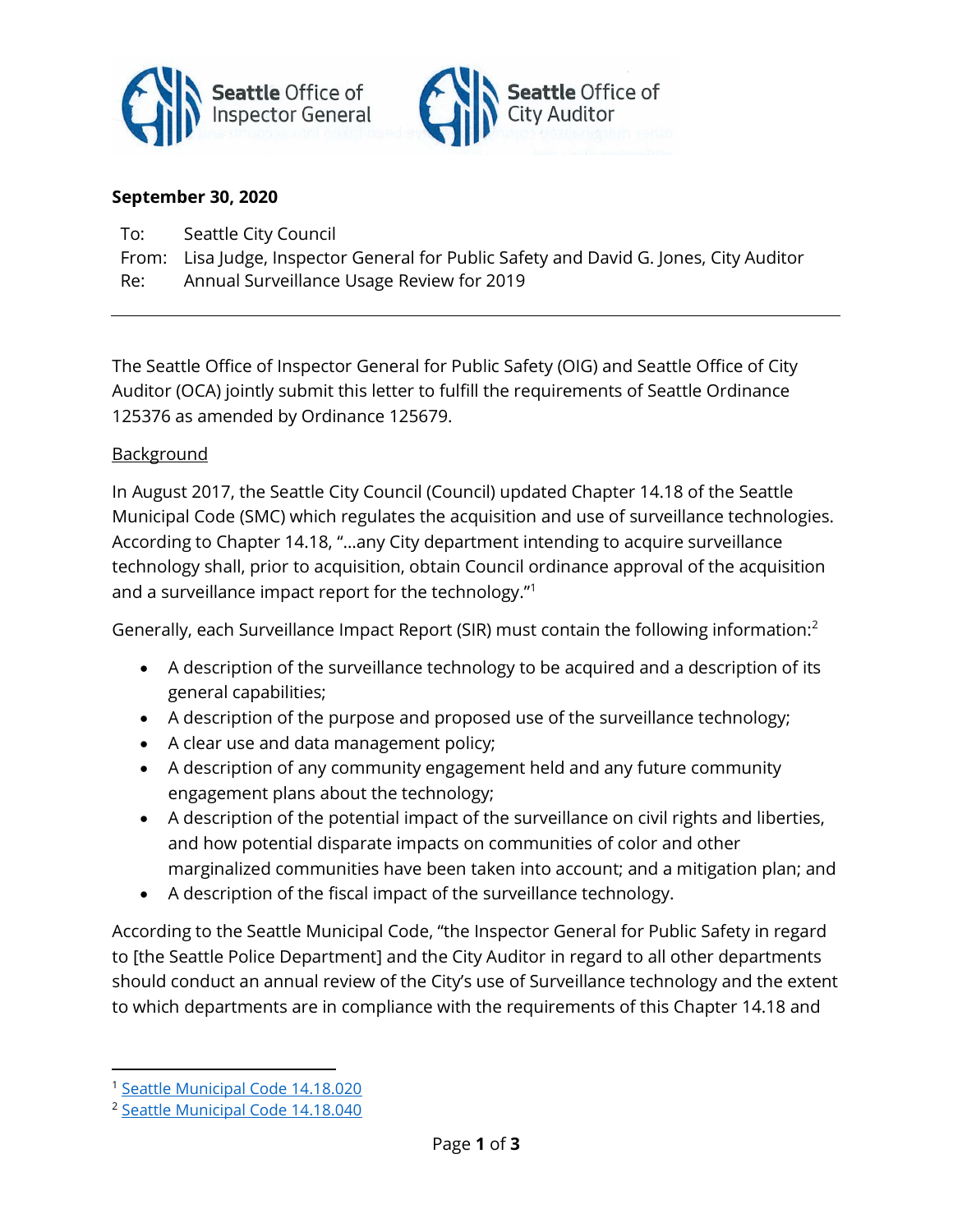Seattle Office of Inspector General

Seattle Office of City Auditor

**September 30, 2020**

To: Seattle City Council
From: Lisa Judge, Inspector General for Public Safety and David G. Jones, City Auditor
Re: Annual Surveillance Usage Review for 2019

---

The Seattle Office of Inspector General for Public Safety (OIG) and Seattle Office of City Auditor (OCA) jointly submit this letter to fulfill the requirements of Seattle Ordinance 125376 as amended by Ordinance 125679.

Background

In August 2017, the Seattle City Council (Council) updated Chapter 14.18 of the Seattle Municipal Code (SMC) which regulates the acquisition and use of surveillance technologies. According to Chapter 14.18, "…any City department intending to acquire surveillance technology shall, prior to acquisition, obtain Council ordinance approval of the acquisition and a surveillance impact report for the technology."[1]

Generally, each Surveillance Impact Report (SIR) must contain the following information:[2]

- A description of the surveillance technology to be acquired and a description of its general capabilities;
- A description of the purpose and proposed use of the surveillance technology;
- A clear use and data management policy;
- A description of any community engagement held and any future community engagement plans about the technology;
- A description of the potential impact of the surveillance on civil rights and liberties, and how potential disparate impacts on communities of color and other marginalized communities have been taken into account; and a mitigation plan; and
- A description of the fiscal impact of the surveillance technology.

According to the Seattle Municipal Code, "the Inspector General for Public Safety in regard to [the Seattle Police Department] and the City Auditor in regard to all other departments should conduct an annual review of the City's use of Surveillance technology and the extent to which departments are in compliance with the requirements of this Chapter 14.18 and

---

[1] Seattle Municipal Code 14.18.020
[2] Seattle Municipal Code 14.18.040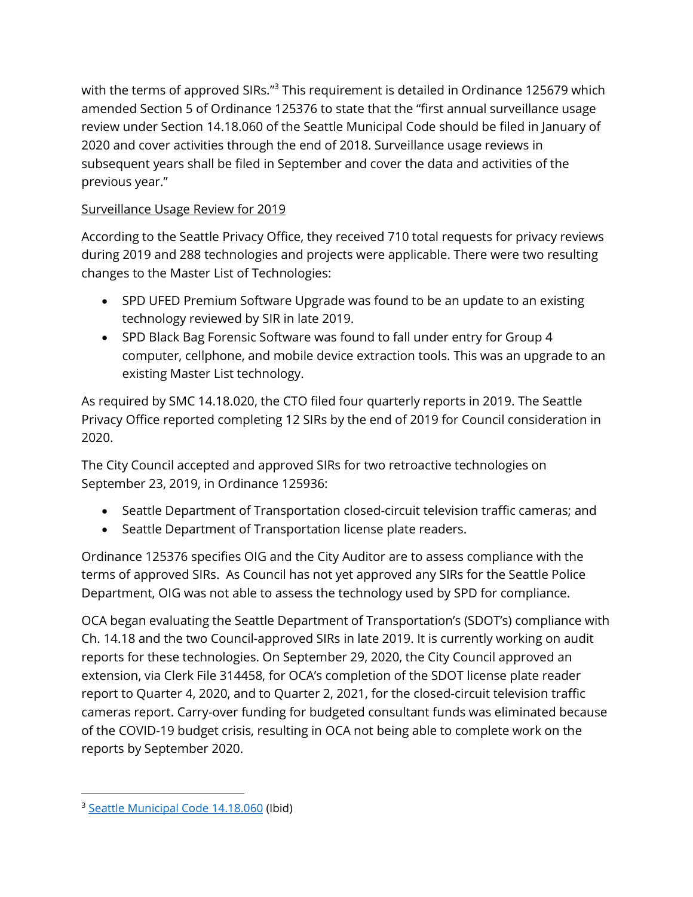with the terms of approved SIRs."[3] This requirement is detailed in Ordinance 125679 which amended Section 5 of Ordinance 125376 to state that the "first annual surveillance usage review under Section 14.18.060 of the Seattle Municipal Code should be filed in January of 2020 and cover activities through the end of 2018. Surveillance usage reviews in subsequent years shall be filed in September and cover the data and activities of the previous year."

<u>Surveillance Usage Review for 2019</u>

According to the Seattle Privacy Office, they received 710 total requests for privacy reviews during 2019 and 288 technologies and projects were applicable. There were two resulting changes to the Master List of Technologies:

- SPD UFED Premium Software Upgrade was found to be an update to an existing technology reviewed by SIR in late 2019.
- SPD Black Bag Forensic Software was found to fall under entry for Group 4 computer, cellphone, and mobile device extraction tools. This was an upgrade to an existing Master List technology.

As required by SMC 14.18.020, the CTO filed four quarterly reports in 2019. The Seattle Privacy Office reported completing 12 SIRs by the end of 2019 for Council consideration in 2020.

The City Council accepted and approved SIRs for two retroactive technologies on September 23, 2019, in Ordinance 125936:

- Seattle Department of Transportation closed-circuit television traffic cameras; and
- Seattle Department of Transportation license plate readers.

Ordinance 125376 specifies OIG and the City Auditor are to assess compliance with the terms of approved SIRs. As Council has not yet approved any SIRs for the Seattle Police Department, OIG was not able to assess the technology used by SPD for compliance.

OCA began evaluating the Seattle Department of Transportation's (SDOT's) compliance with Ch. 14.18 and the two Council-approved SIRs in late 2019. It is currently working on audit reports for these technologies. On September 29, 2020, the City Council approved an extension, via Clerk File 314458, for OCA's completion of the SDOT license plate reader report to Quarter 4, 2020, and to Quarter 2, 2021, for the closed-circuit television traffic cameras report. Carry-over funding for budgeted consultant funds was eliminated because of the COVID-19 budget crisis, resulting in OCA not being able to complete work on the reports by September 2020.

---

[3] Seattle Municipal Code 14.18.060 (Ibid)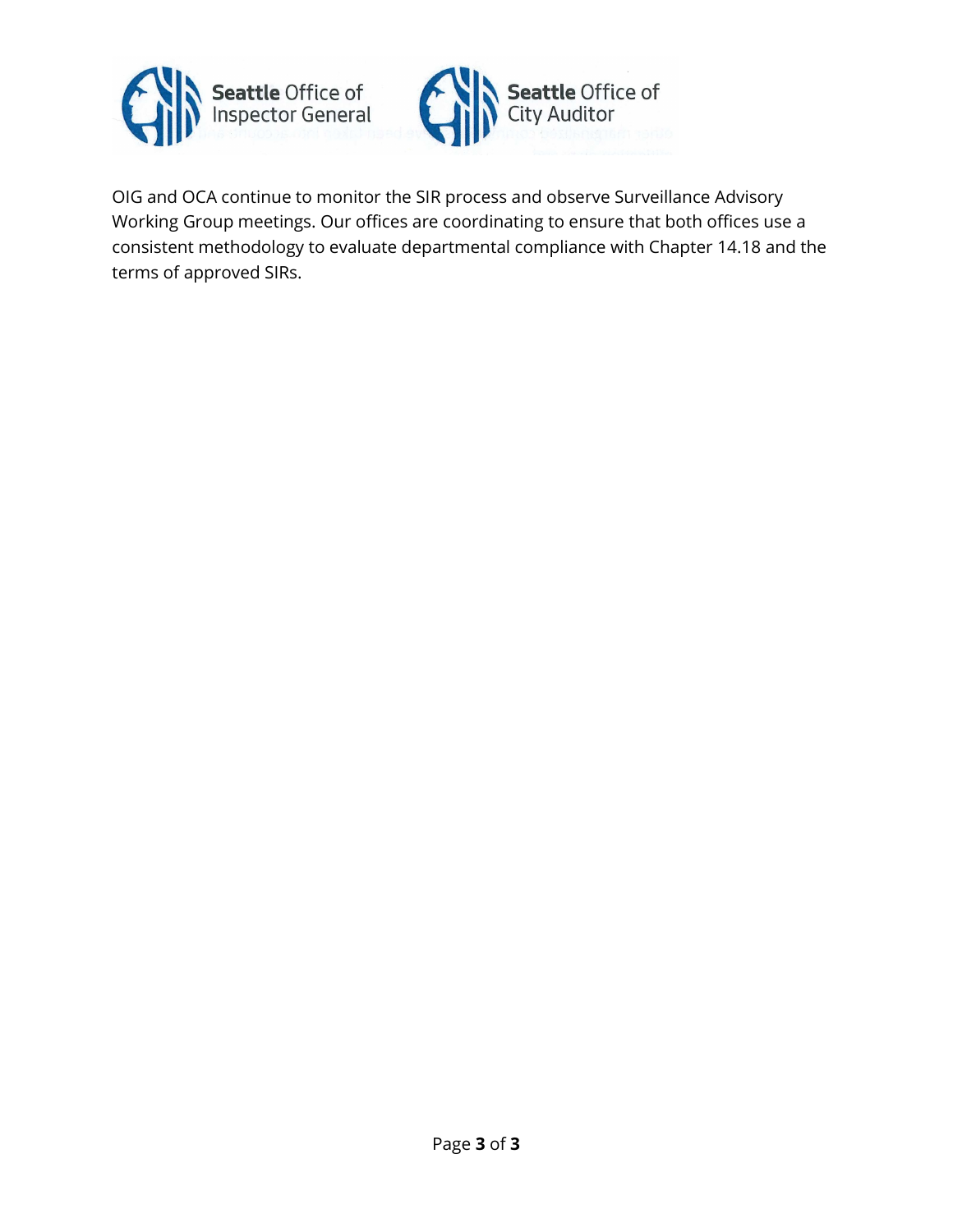OIG and OCA continue to monitor the SIR process and observe Surveillance Advisory Working Group meetings. Our offices are coordinating to ensure that both offices use a consistent methodology to evaluate departmental compliance with Chapter 14.18 and the terms of approved SIRs.